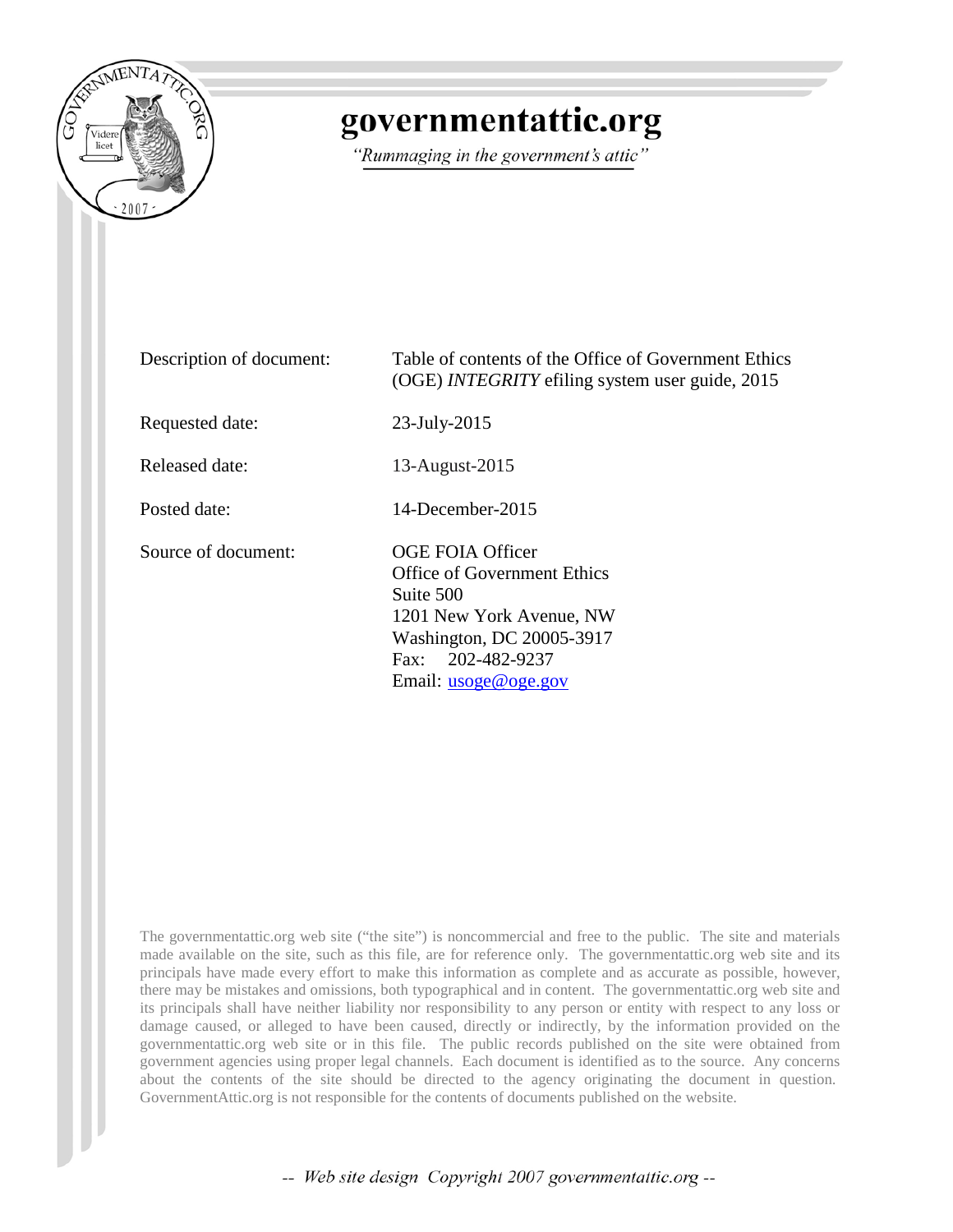# governmentattic.org

*"Rummaging in the government's attic"*

| | |
|---|---|
| Description of document: | Table of contents of the Office of Government Ethics (OGE) *INTEGRITY* efiling system user guide, 2015 |
| Requested date: | 23-July-2015 |
| Released date: | 13-August-2015 |
| Posted date: | 14-December-2015 |
| Source of document: | OGE FOIA Officer<br>Office of Government Ethics<br>Suite 500<br>1201 New York Avenue, NW<br>Washington, DC 20005-3917<br>Fax: 202-482-9237<br>Email: usoge@oge.gov |

The governmentattic.org web site ("the site") is noncommercial and free to the public. The site and materials made available on the site, such as this file, are for reference only. The governmentattic.org web site and its principals have made every effort to make this information as complete and as accurate as possible, however, there may be mistakes and omissions, both typographical and in content. The governmentattic.org web site and its principals shall have neither liability nor responsibility to any person or entity with respect to any loss or damage caused, or alleged to have been caused, directly or indirectly, by the information provided on the governmentattic.org web site or in this file. The public records published on the site were obtained from government agencies using proper legal channels. Each document is identified as to the source. Any concerns about the contents of the site should be directed to the agency originating the document in question. GovernmentAttic.org is not responsible for the contents of documents published on the website.

-- Web site design Copyright 2007 governmentattic.org --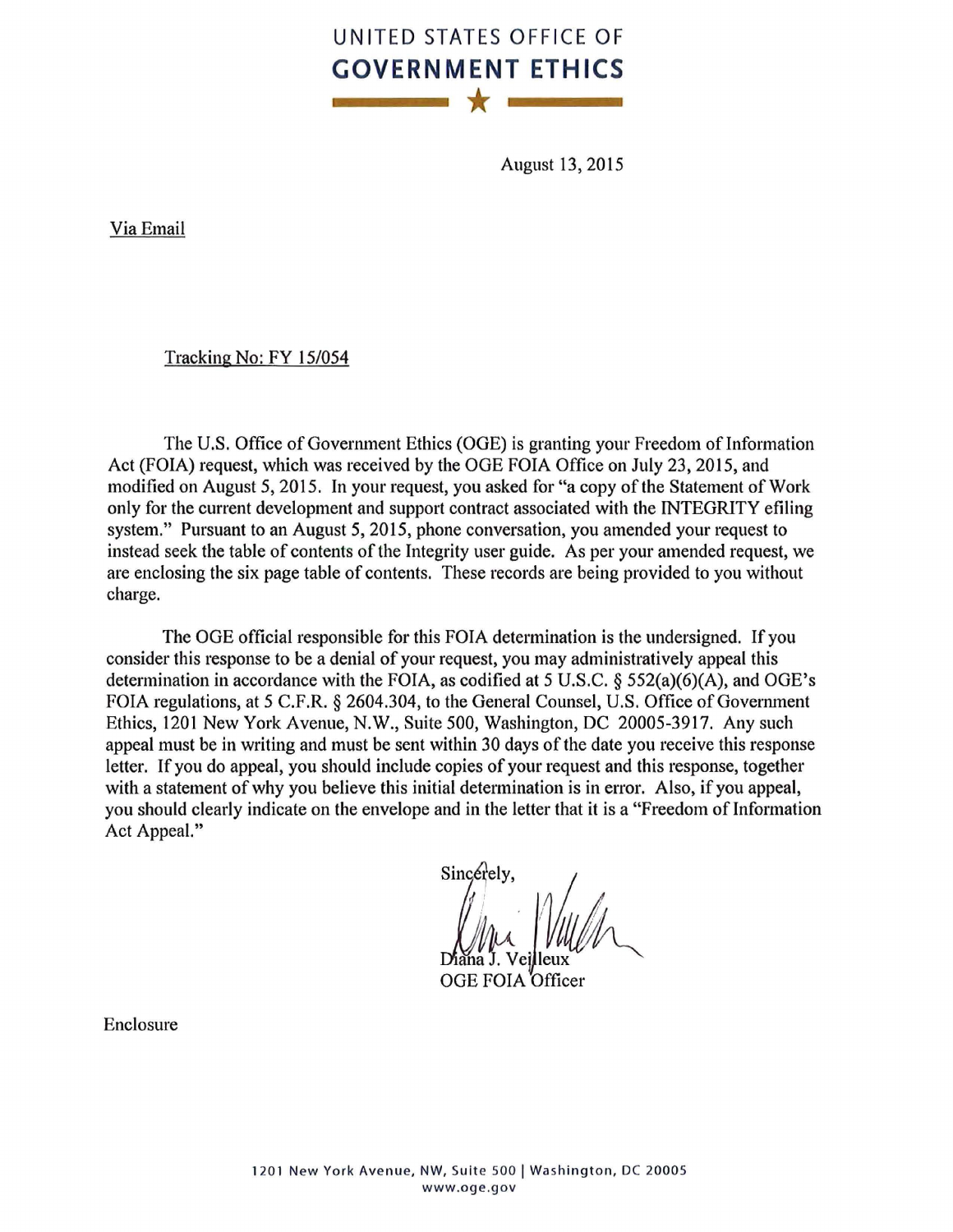# UNITED STATES OFFICE OF GOVERNMENT ETHICS

August 13, 2015

Via Email

Tracking No: FY 15/054

The U.S. Office of Government Ethics (OGE) is granting your Freedom of Information Act (FOIA) request, which was received by the OGE FOIA Office on July 23, 2015, and modified on August 5, 2015. In your request, you asked for "a copy of the Statement of Work only for the current development and support contract associated with the INTEGRITY efiling system." Pursuant to an August 5, 2015, phone conversation, you amended your request to instead seek the table of contents of the Integrity user guide. As per your amended request, we are enclosing the six page table of contents. These records are being provided to you without charge.

The OGE official responsible for this FOIA determination is the undersigned. If you consider this response to be a denial of your request, you may administratively appeal this determination in accordance with the FOIA, as codified at 5 U.S.C. § 552(a)(6)(A), and OGE's FOIA regulations, at 5 C.F.R. § 2604.304, to the General Counsel, U.S. Office of Government Ethics, 1201 New York Avenue, N.W., Suite 500, Washington, DC 20005-3917. Any such appeal must be in writing and must be sent within 30 days of the date you receive this response letter. If you do appeal, you should include copies of your request and this response, together with a statement of why you believe this initial determination is in error. Also, if you appeal, you should clearly indicate on the envelope and in the letter that it is a "Freedom of Information Act Appeal."

Sincerely,

Diana J. Veilleux
OGE FOIA Officer

Enclosure

1201 New York Avenue, NW, Suite 500 | Washington, DC 20005
www.oge.gov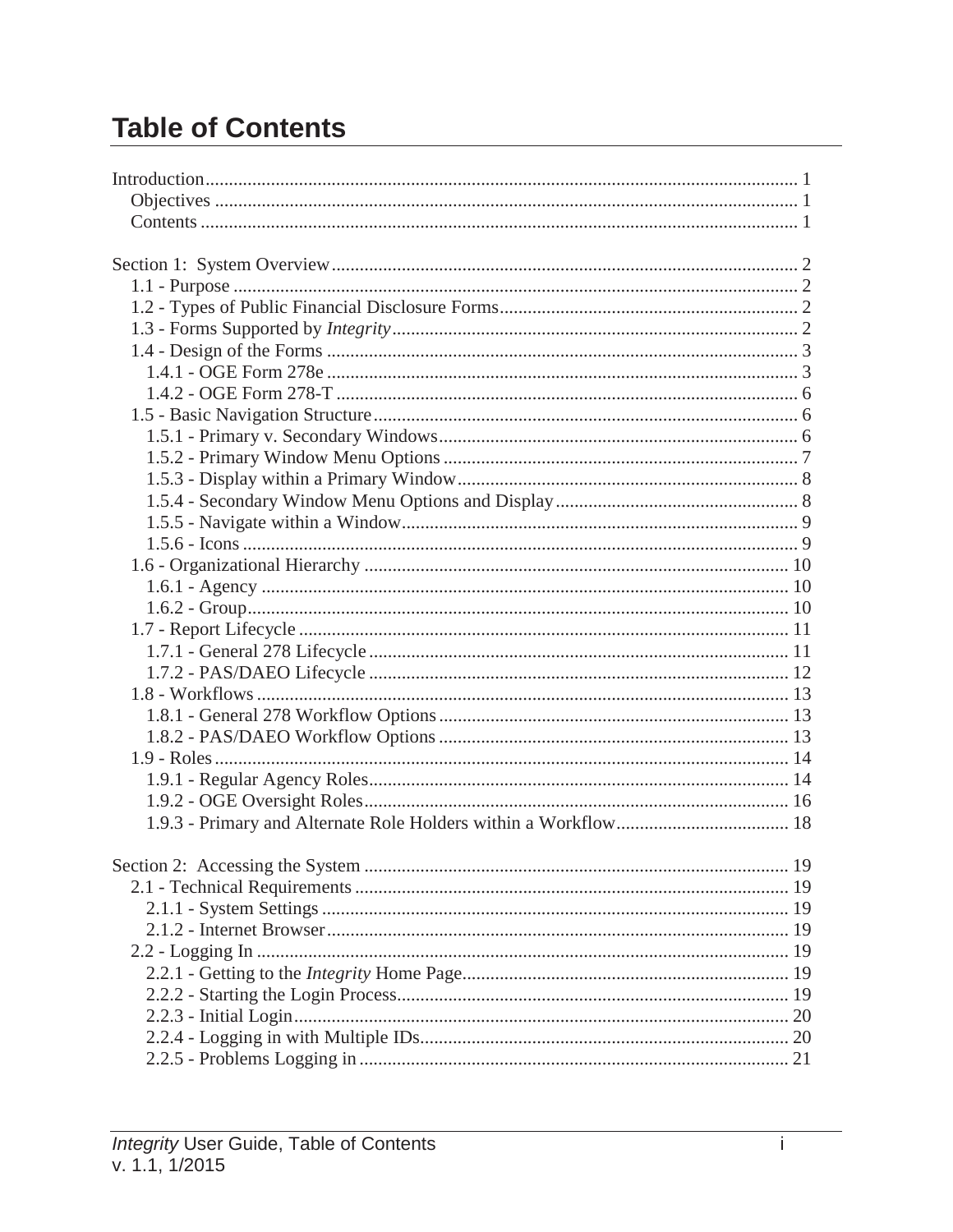# Table of Contents

Introduction .............................................................. 1
- Objectives .............................................................. 1
- Contents .............................................................. 1

Section 1: System Overview .............................................................. 2
- 1.1 - Purpose .............................................................. 2
- 1.2 - Types of Public Financial Disclosure Forms .............................................................. 2
- 1.3 - Forms Supported by *Integrity* .............................................................. 2
- 1.4 - Design of the Forms .............................................................. 3
  - 1.4.1 - OGE Form 278e .............................................................. 3
  - 1.4.2 - OGE Form 278-T .............................................................. 6
- 1.5 - Basic Navigation Structure .............................................................. 6
  - 1.5.1 - Primary v. Secondary Windows .............................................................. 6
  - 1.5.2 - Primary Window Menu Options .............................................................. 7
  - 1.5.3 - Display within a Primary Window .............................................................. 8
  - 1.5.4 - Secondary Window Menu Options and Display .............................................................. 8
  - 1.5.5 - Navigate within a Window .............................................................. 9
  - 1.5.6 - Icons .............................................................. 9
- 1.6 - Organizational Hierarchy .............................................................. 10
  - 1.6.1 - Agency .............................................................. 10
  - 1.6.2 - Group .............................................................. 10
- 1.7 - Report Lifecycle .............................................................. 11
  - 1.7.1 - General 278 Lifecycle .............................................................. 11
  - 1.7.2 - PAS/DAEO Lifecycle .............................................................. 12
- 1.8 - Workflows .............................................................. 13
  - 1.8.1 - General 278 Workflow Options .............................................................. 13
  - 1.8.2 - PAS/DAEO Workflow Options .............................................................. 13
- 1.9 - Roles .............................................................. 14
  - 1.9.1 - Regular Agency Roles .............................................................. 14
  - 1.9.2 - OGE Oversight Roles .............................................................. 16
  - 1.9.3 - Primary and Alternate Role Holders within a Workflow .............................................................. 18

Section 2: Accessing the System .............................................................. 19
- 2.1 - Technical Requirements .............................................................. 19
  - 2.1.1 - System Settings .............................................................. 19
  - 2.1.2 - Internet Browser .............................................................. 19
- 2.2 - Logging In .............................................................. 19
  - 2.2.1 - Getting to the *Integrity* Home Page .............................................................. 19
  - 2.2.2 - Starting the Login Process .............................................................. 19
  - 2.2.3 - Initial Login .............................................................. 20
  - 2.2.4 - Logging in with Multiple IDs .............................................................. 20
  - 2.2.5 - Problems Logging in .............................................................. 21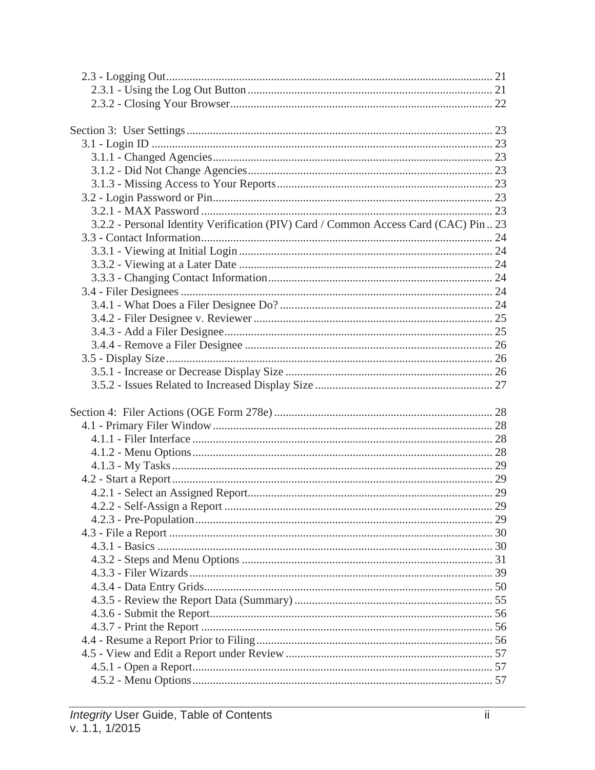2.3 - Logging Out ........................................................................................................ 21
  2.3.1 - Using the Log Out Button ........................................................................ 21
  2.3.2 - Closing Your Browser ............................................................................... 22

Section 3: User Settings ........................................................................................... 23
  3.1 - Login ID ........................................................................................................ 23
    3.1.1 - Changed Agencies ................................................................................. 23
    3.1.2 - Did Not Change Agencies ....................................................................... 23
    3.1.3 - Missing Access to Your Reports ............................................................. 23
  3.2 - Login Password or Pin ................................................................................. 23
    3.2.1 - MAX Password ....................................................................................... 23
    3.2.2 - Personal Identity Verification (PIV) Card / Common Access Card (CAC) Pin .. 23
  3.3 - Contact Information ..................................................................................... 24
    3.3.1 - Viewing at Initial Login ........................................................................... 24
    3.3.2 - Viewing at a Later Date .......................................................................... 24
    3.3.3 - Changing Contact Information ................................................................ 24
  3.4 - Filer Designees ............................................................................................ 24
    3.4.1 - What Does a Filer Designee Do? ........................................................... 24
    3.4.2 - Filer Designee v. Reviewer ..................................................................... 25
    3.4.3 - Add a Filer Designee .............................................................................. 25
    3.4.4 - Remove a Filer Designee ........................................................................ 26
  3.5 - Display Size ................................................................................................. 26
    3.5.1 - Increase or Decrease Display Size ......................................................... 26
    3.5.2 - Issues Related to Increased Display Size ................................................ 27

Section 4: Filer Actions (OGE Form 278e) ............................................................... 28
  4.1 - Primary Filer Window .................................................................................. 28
    4.1.1 - Filer Interface ......................................................................................... 28
    4.1.2 - Menu Options ......................................................................................... 28
    4.1.3 - My Tasks ................................................................................................ 29
  4.2 - Start a Report ............................................................................................... 29
    4.2.1 - Select an Assigned Report ...................................................................... 29
    4.2.2 - Self-Assign a Report .............................................................................. 29
    4.2.3 - Pre-Population ........................................................................................ 29
  4.3 - File a Report ................................................................................................ 30
    4.3.1 - Basics ..................................................................................................... 30
    4.3.2 - Steps and Menu Options ........................................................................ 31
    4.3.3 - Filer Wizards .......................................................................................... 39
    4.3.4 - Data Entry Grids ..................................................................................... 50
    4.3.5 - Review the Report Data (Summary) ....................................................... 55
    4.3.6 - Submit the Report ................................................................................... 56
    4.3.7 - Print the Report ...................................................................................... 56
  4.4 - Resume a Report Prior to Filing ................................................................... 56
  4.5 - View and Edit a Report under Review .......................................................... 57
    4.5.1 - Open a Report ......................................................................................... 57
    4.5.2 - Menu Options ......................................................................................... 57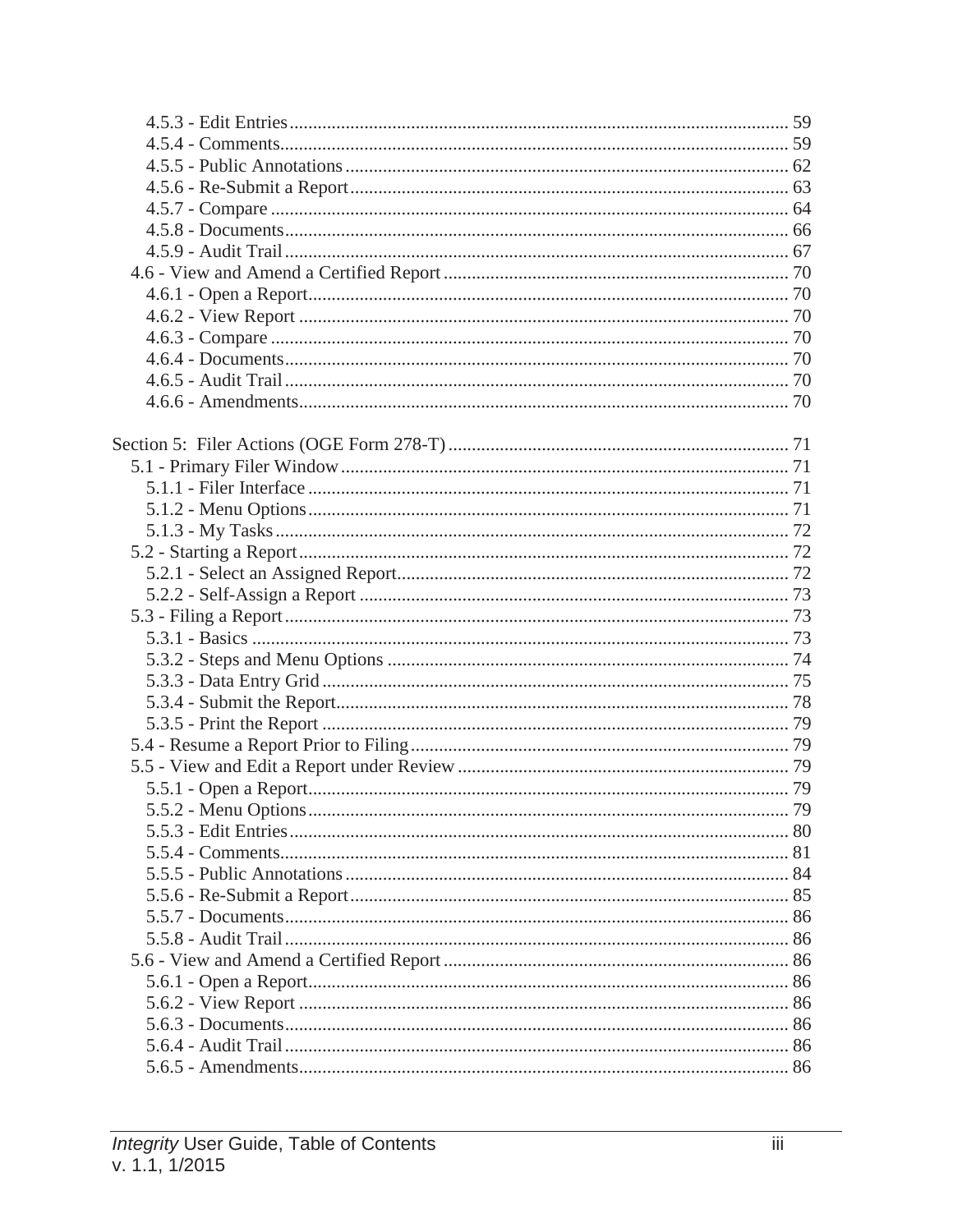4.5.3 - Edit Entries .......................................................................................................... 59
4.5.4 - Comments............................................................................................................ 59
4.5.5 - Public Annotations .............................................................................................. 62
4.5.6 - Re-Submit a Report............................................................................................. 63
4.5.7 - Compare .............................................................................................................. 64
4.5.8 - Documents........................................................................................................... 66
4.5.9 - Audit Trail ........................................................................................................... 67
4.6 - View and Amend a Certified Report ......................................................................... 70
4.6.1 - Open a Report...................................................................................................... 70
4.6.2 - View Report ........................................................................................................ 70
4.6.3 - Compare .............................................................................................................. 70
4.6.4 - Documents........................................................................................................... 70
4.6.5 - Audit Trail ........................................................................................................... 70
4.6.6 - Amendments........................................................................................................ 70

Section 5: Filer Actions (OGE Form 278-T) ........................................................................ 71
5.1 - Primary Filer Window ............................................................................................... 71
5.1.1 - Filer Interface ...................................................................................................... 71
5.1.2 - Menu Options...................................................................................................... 71
5.1.3 - My Tasks ............................................................................................................. 72
5.2 - Starting a Report........................................................................................................ 72
5.2.1 - Select an Assigned Report................................................................................... 72
5.2.2 - Self-Assign a Report ........................................................................................... 73
5.3 - Filing a Report ........................................................................................................... 73
5.3.1 - Basics .................................................................................................................. 73
5.3.2 - Steps and Menu Options ..................................................................................... 74
5.3.3 - Data Entry Grid ................................................................................................... 75
5.3.4 - Submit the Report................................................................................................ 78
5.3.5 - Print the Report ................................................................................................... 79
5.4 - Resume a Report Prior to Filing ................................................................................ 79
5.5 - View and Edit a Report under Review ...................................................................... 79
5.5.1 - Open a Report...................................................................................................... 79
5.5.2 - Menu Options...................................................................................................... 79
5.5.3 - Edit Entries .......................................................................................................... 80
5.5.4 - Comments............................................................................................................ 81
5.5.5 - Public Annotations .............................................................................................. 84
5.5.6 - Re-Submit a Report............................................................................................. 85
5.5.7 - Documents........................................................................................................... 86
5.5.8 - Audit Trail ........................................................................................................... 86
5.6 - View and Amend a Certified Report ......................................................................... 86
5.6.1 - Open a Report...................................................................................................... 86
5.6.2 - View Report ........................................................................................................ 86
5.6.3 - Documents........................................................................................................... 86
5.6.4 - Audit Trail ........................................................................................................... 86
5.6.5 - Amendments........................................................................................................ 86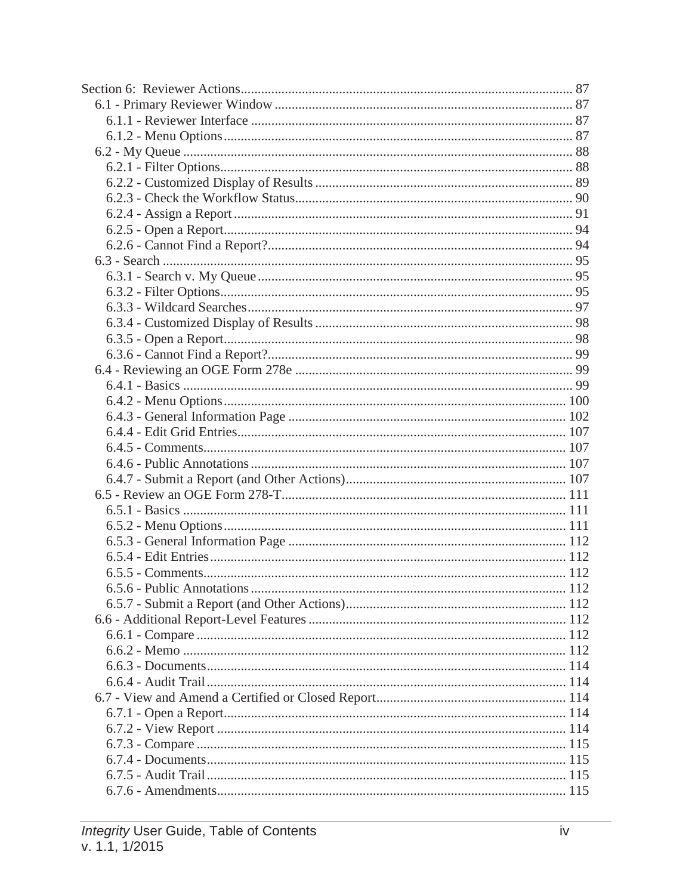Section 6: Reviewer Actions ..... 87
- 6.1 - Primary Reviewer Window ..... 87
  - 6.1.1 - Reviewer Interface ..... 87
  - 6.1.2 - Menu Options ..... 87
- 6.2 - My Queue ..... 88
  - 6.2.1 - Filter Options ..... 88
  - 6.2.2 - Customized Display of Results ..... 89
  - 6.2.3 - Check the Workflow Status ..... 90
  - 6.2.4 - Assign a Report ..... 91
  - 6.2.5 - Open a Report ..... 94
  - 6.2.6 - Cannot Find a Report? ..... 94
- 6.3 - Search ..... 95
  - 6.3.1 - Search v. My Queue ..... 95
  - 6.3.2 - Filter Options ..... 95
  - 6.3.3 - Wildcard Searches ..... 97
  - 6.3.4 - Customized Display of Results ..... 98
  - 6.3.5 - Open a Report ..... 98
  - 6.3.6 - Cannot Find a Report? ..... 99
- 6.4 - Reviewing an OGE Form 278e ..... 99
  - 6.4.1 - Basics ..... 99
  - 6.4.2 - Menu Options ..... 100
  - 6.4.3 - General Information Page ..... 102
  - 6.4.4 - Edit Grid Entries ..... 107
  - 6.4.5 - Comments ..... 107
  - 6.4.6 - Public Annotations ..... 107
  - 6.4.7 - Submit a Report (and Other Actions) ..... 107
- 6.5 - Review an OGE Form 278-T ..... 111
  - 6.5.1 - Basics ..... 111
  - 6.5.2 - Menu Options ..... 111
  - 6.5.3 - General Information Page ..... 112
  - 6.5.4 - Edit Entries ..... 112
  - 6.5.5 - Comments ..... 112
  - 6.5.6 - Public Annotations ..... 112
  - 6.5.7 - Submit a Report (and Other Actions) ..... 112
- 6.6 - Additional Report-Level Features ..... 112
  - 6.6.1 - Compare ..... 112
  - 6.6.2 - Memo ..... 112
  - 6.6.3 - Documents ..... 114
  - 6.6.4 - Audit Trail ..... 114
- 6.7 - View and Amend a Certified or Closed Report ..... 114
  - 6.7.1 - Open a Report ..... 114
  - 6.7.2 - View Report ..... 114
  - 6.7.3 - Compare ..... 115
  - 6.7.4 - Documents ..... 115
  - 6.7.5 - Audit Trail ..... 115
  - 6.7.6 - Amendments ..... 115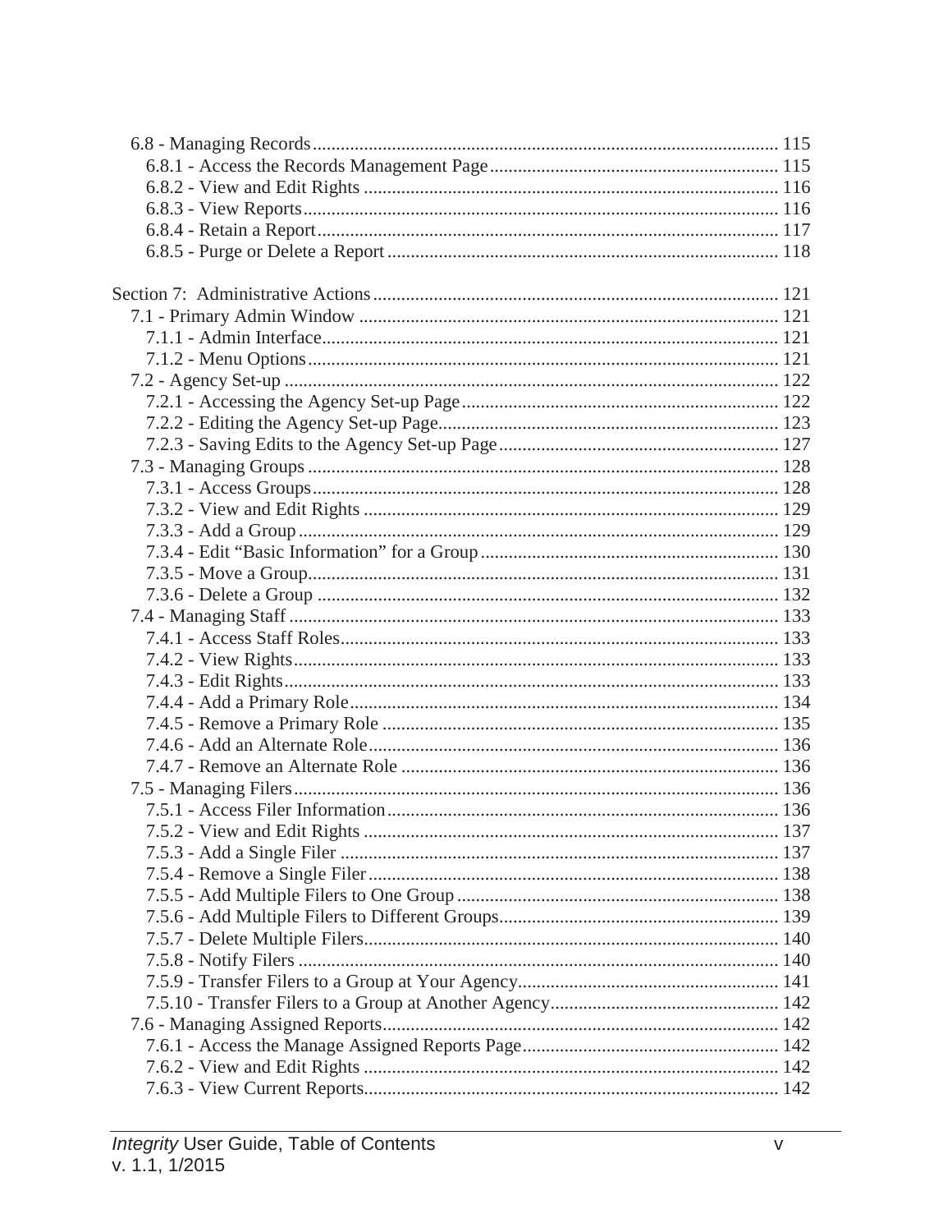6.8 - Managing Records ... 115
  6.8.1 - Access the Records Management Page ... 115
  6.8.2 - View and Edit Rights ... 116
  6.8.3 - View Reports ... 116
  6.8.4 - Retain a Report ... 117
  6.8.5 - Purge or Delete a Report ... 118

Section 7: Administrative Actions ... 121
  7.1 - Primary Admin Window ... 121
    7.1.1 - Admin Interface ... 121
    7.1.2 - Menu Options ... 121
  7.2 - Agency Set-up ... 122
    7.2.1 - Accessing the Agency Set-up Page ... 122
    7.2.2 - Editing the Agency Set-up Page ... 123
    7.2.3 - Saving Edits to the Agency Set-up Page ... 127
  7.3 - Managing Groups ... 128
    7.3.1 - Access Groups ... 128
    7.3.2 - View and Edit Rights ... 129
    7.3.3 - Add a Group ... 129
    7.3.4 - Edit "Basic Information" for a Group ... 130
    7.3.5 - Move a Group ... 131
    7.3.6 - Delete a Group ... 132
  7.4 - Managing Staff ... 133
    7.4.1 - Access Staff Roles ... 133
    7.4.2 - View Rights ... 133
    7.4.3 - Edit Rights ... 133
    7.4.4 - Add a Primary Role ... 134
    7.4.5 - Remove a Primary Role ... 135
    7.4.6 - Add an Alternate Role ... 136
    7.4.7 - Remove an Alternate Role ... 136
  7.5 - Managing Filers ... 136
    7.5.1 - Access Filer Information ... 136
    7.5.2 - View and Edit Rights ... 137
    7.5.3 - Add a Single Filer ... 137
    7.5.4 - Remove a Single Filer ... 138
    7.5.5 - Add Multiple Filers to One Group ... 138
    7.5.6 - Add Multiple Filers to Different Groups ... 139
    7.5.7 - Delete Multiple Filers ... 140
    7.5.8 - Notify Filers ... 140
    7.5.9 - Transfer Filers to a Group at Your Agency ... 141
    7.5.10 - Transfer Filers to a Group at Another Agency ... 142
  7.6 - Managing Assigned Reports ... 142
    7.6.1 - Access the Manage Assigned Reports Page ... 142
    7.6.2 - View and Edit Rights ... 142
    7.6.3 - View Current Reports ... 142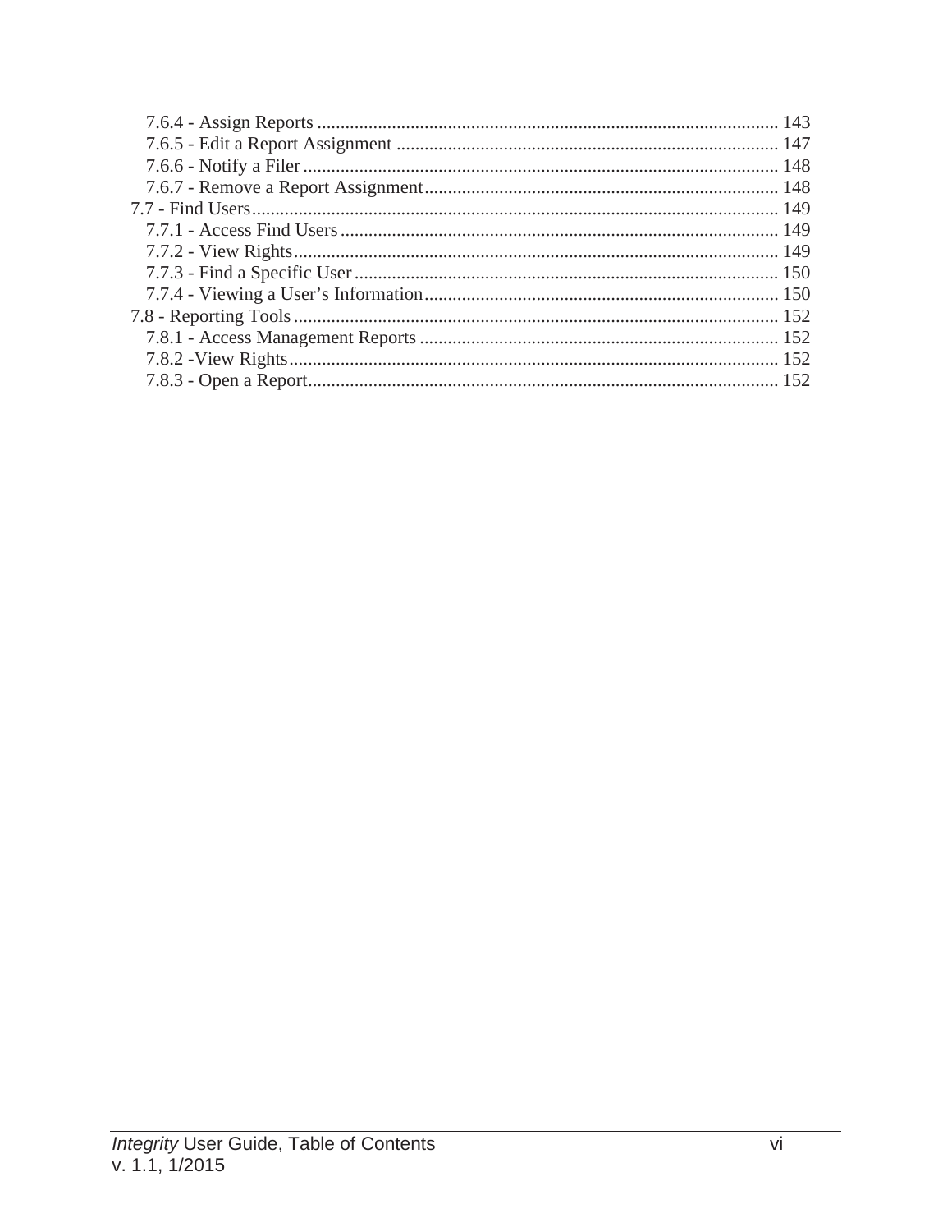7.6.4 - Assign Reports .................................................................................................. 143
7.6.5 - Edit a Report Assignment .................................................................................. 147
7.6.6 - Notify a Filer ...................................................................................................... 148
7.6.7 - Remove a Report Assignment............................................................................ 148
7.7 - Find Users ............................................................................................................... 149
7.7.1 - Access Find Users .............................................................................................. 149
7.7.2 - View Rights ........................................................................................................ 149
7.7.3 - Find a Specific User ........................................................................................... 150
7.7.4 - Viewing a User's Information ............................................................................ 150
7.8 - Reporting Tools ....................................................................................................... 152
7.8.1 - Access Management Reports ............................................................................. 152
7.8.2 -View Rights ......................................................................................................... 152
7.8.3 - Open a Report ..................................................................................................... 152